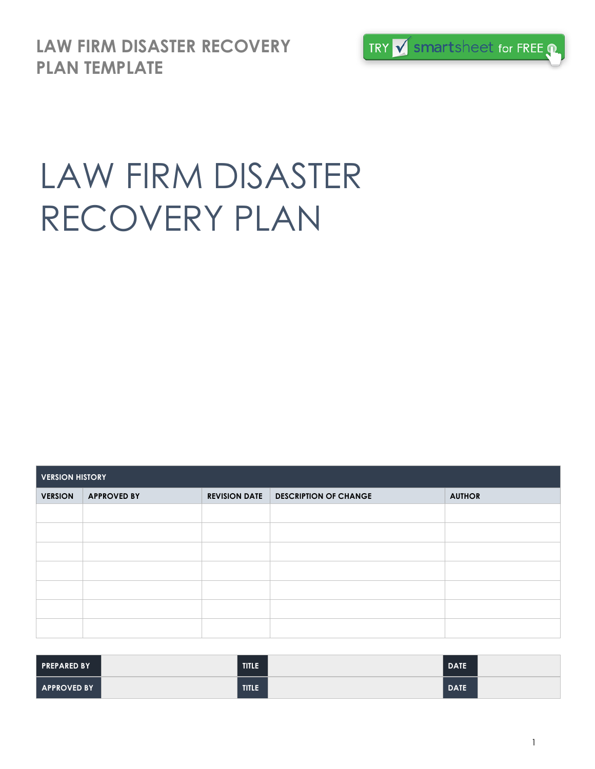LAW FIRM DISASTER RECOVERY PLAN TEMPLATE

TRY smartsheet for FREE

# LAW FIRM DISASTER RECOVERY PLAN

| VERSION HISTORY | | | | |
|---|---|---|---|---|
| VERSION | APPROVED BY | REVISION DATE | DESCRIPTION OF CHANGE | AUTHOR |
| | | | | |
| | | | | |
| | | | | |
| | | | | |
| | | | | |
| | | | | |
| | | | | |

| PREPARED BY | | TITLE | | DATE | |
|---|---|---|---|---|---|
| APPROVED BY | | TITLE | | DATE | |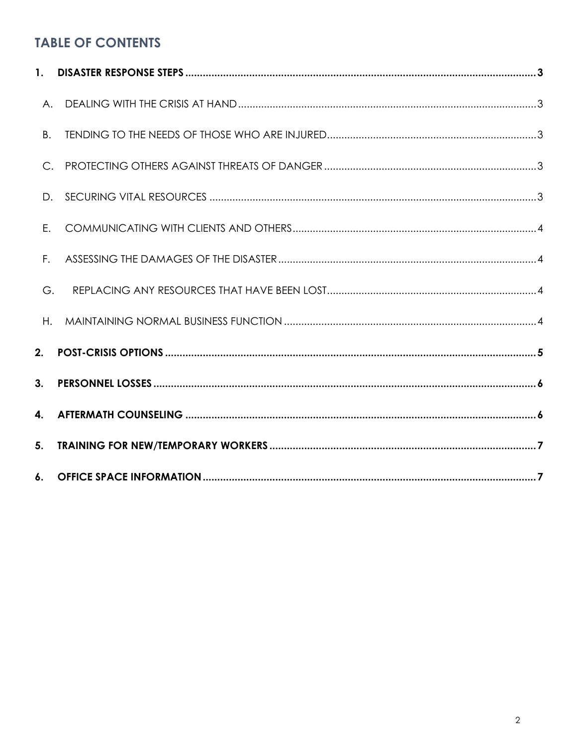## TABLE OF CONTENTS

1. **DISASTER RESPONSE STEPS** ........ 3
   - A. DEALING WITH THE CRISIS AT HAND ........ 3
   - B. TENDING TO THE NEEDS OF THOSE WHO ARE INJURED ........ 3
   - C. PROTECTING OTHERS AGAINST THREATS OF DANGER ........ 3
   - D. SECURING VITAL RESOURCES ........ 3
   - E. COMMUNICATING WITH CLIENTS AND OTHERS ........ 4
   - F. ASSESSING THE DAMAGES OF THE DISASTER ........ 4
   - G. REPLACING ANY RESOURCES THAT HAVE BEEN LOST ........ 4
   - H. MAINTAINING NORMAL BUSINESS FUNCTION ........ 4
2. **POST-CRISIS OPTIONS** ........ 5
3. **PERSONNEL LOSSES** ........ 6
4. **AFTERMATH COUNSELING** ........ 6
5. **TRAINING FOR NEW/TEMPORARY WORKERS** ........ 7
6. **OFFICE SPACE INFORMATION** ........ 7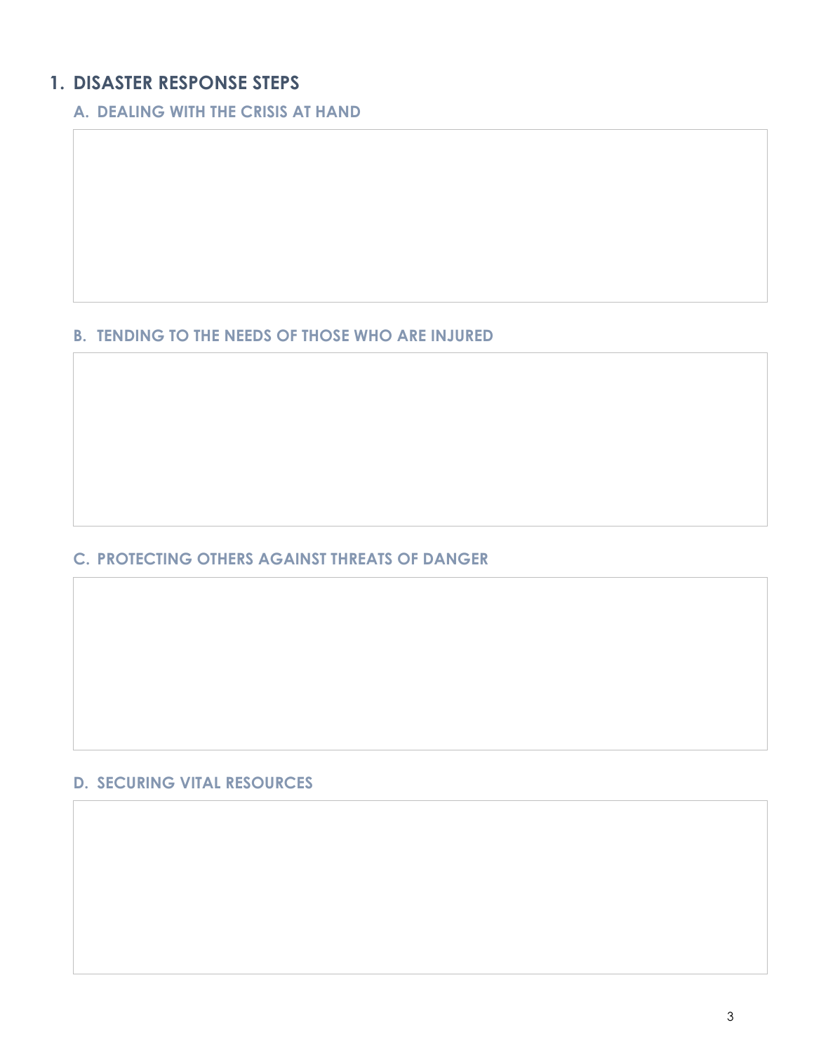## 1. DISASTER RESPONSE STEPS

### A. DEALING WITH THE CRISIS AT HAND

### B. TENDING TO THE NEEDS OF THOSE WHO ARE INJURED

### C. PROTECTING OTHERS AGAINST THREATS OF DANGER

### D. SECURING VITAL RESOURCES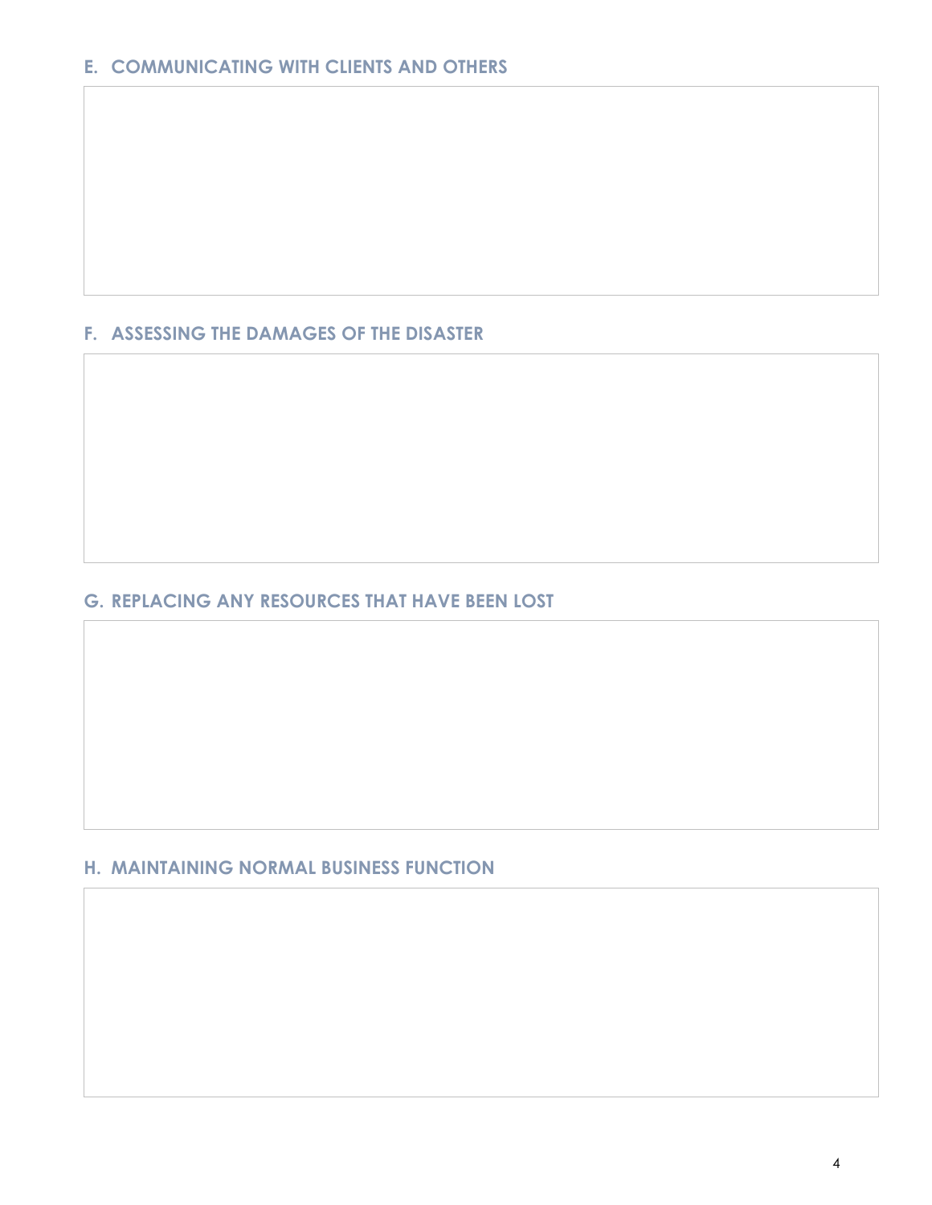## E. COMMUNICATING WITH CLIENTS AND OTHERS

## F. ASSESSING THE DAMAGES OF THE DISASTER

## G. REPLACING ANY RESOURCES THAT HAVE BEEN LOST

## H. MAINTAINING NORMAL BUSINESS FUNCTION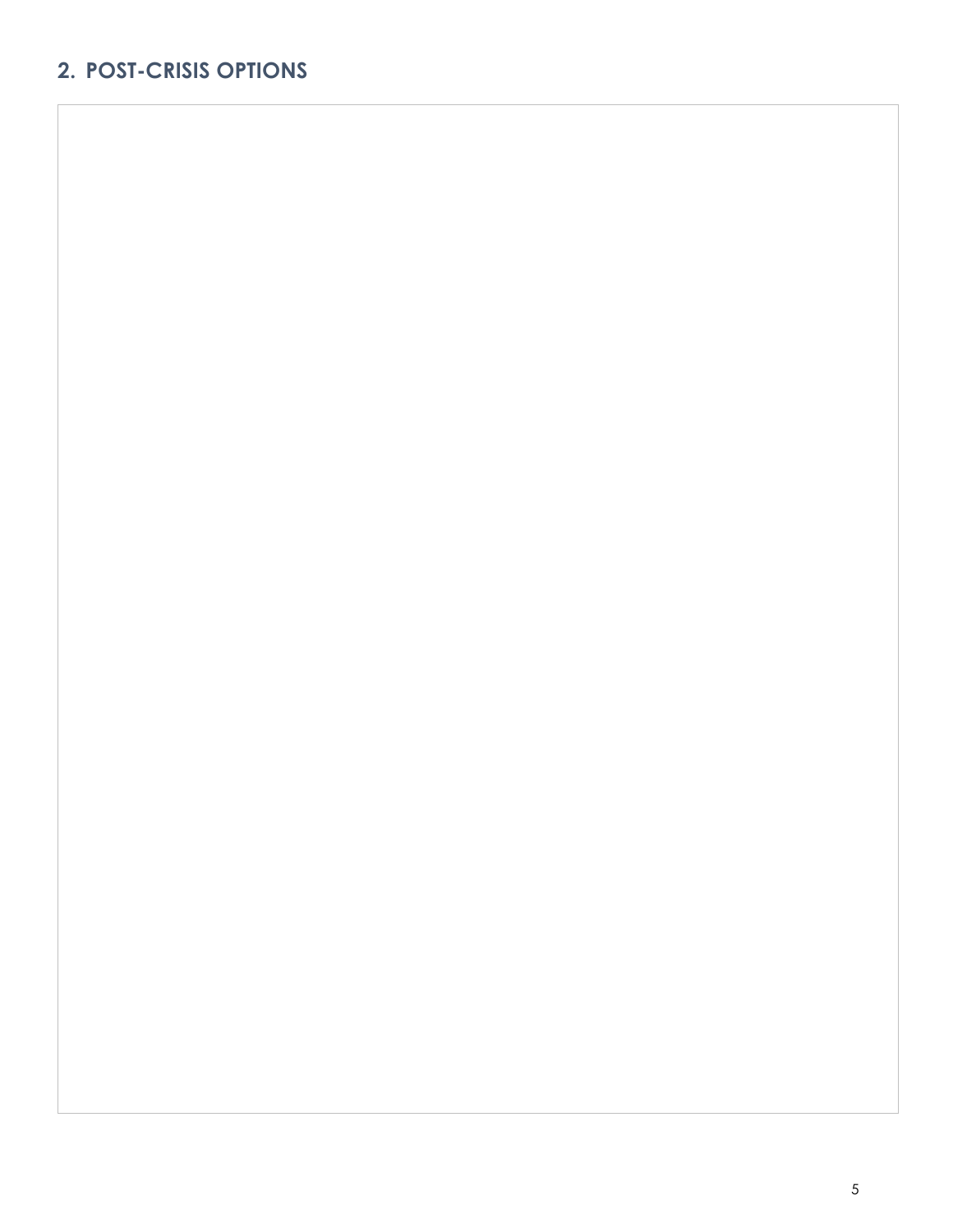## 2. POST-CRISIS OPTIONS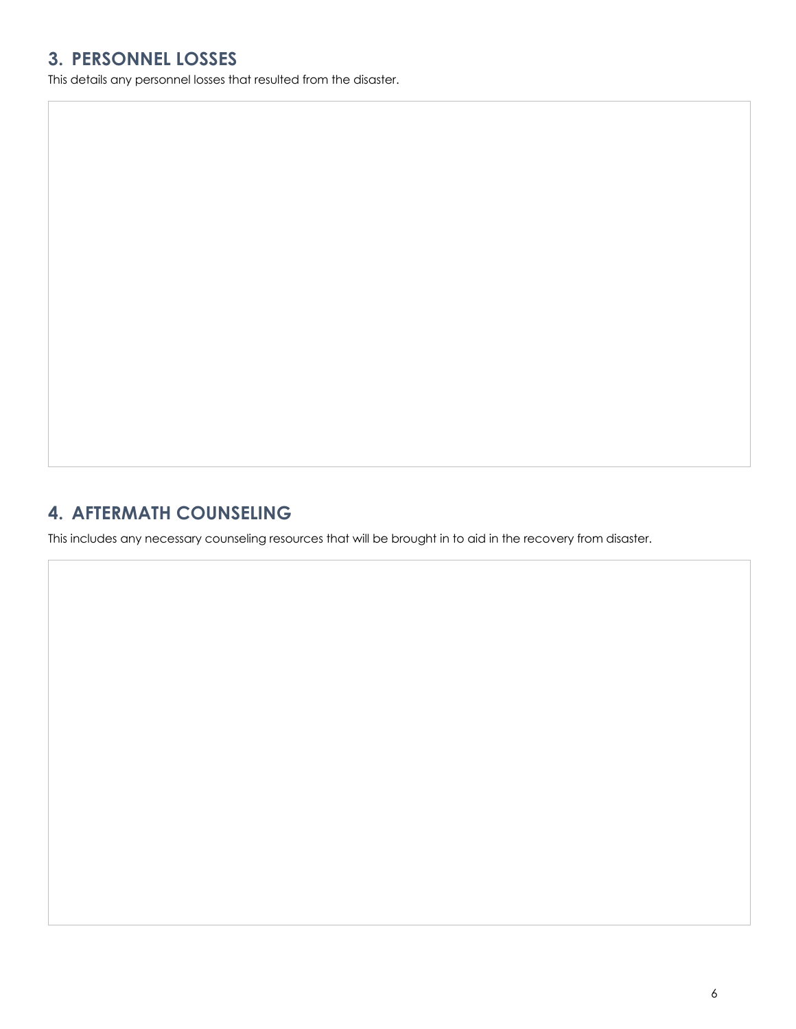## 3. PERSONNEL LOSSES

This details any personnel losses that resulted from the disaster.

## 4. AFTERMATH COUNSELING

This includes any necessary counseling resources that will be brought in to aid in the recovery from disaster.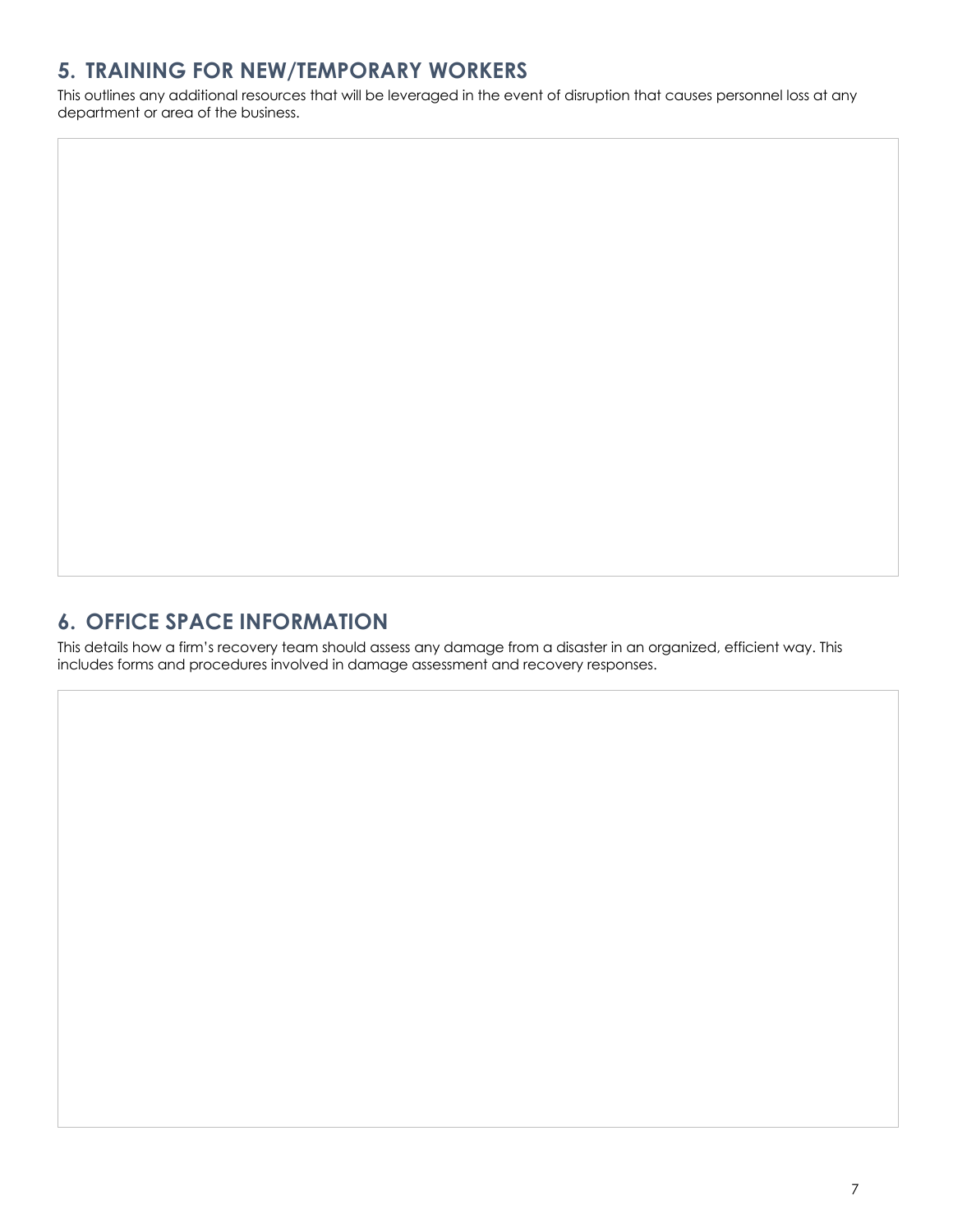## 5. TRAINING FOR NEW/TEMPORARY WORKERS

This outlines any additional resources that will be leveraged in the event of disruption that causes personnel loss at any department or area of the business.

## 6. OFFICE SPACE INFORMATION

This details how a firm's recovery team should assess any damage from a disaster in an organized, efficient way. This includes forms and procedures involved in damage assessment and recovery responses.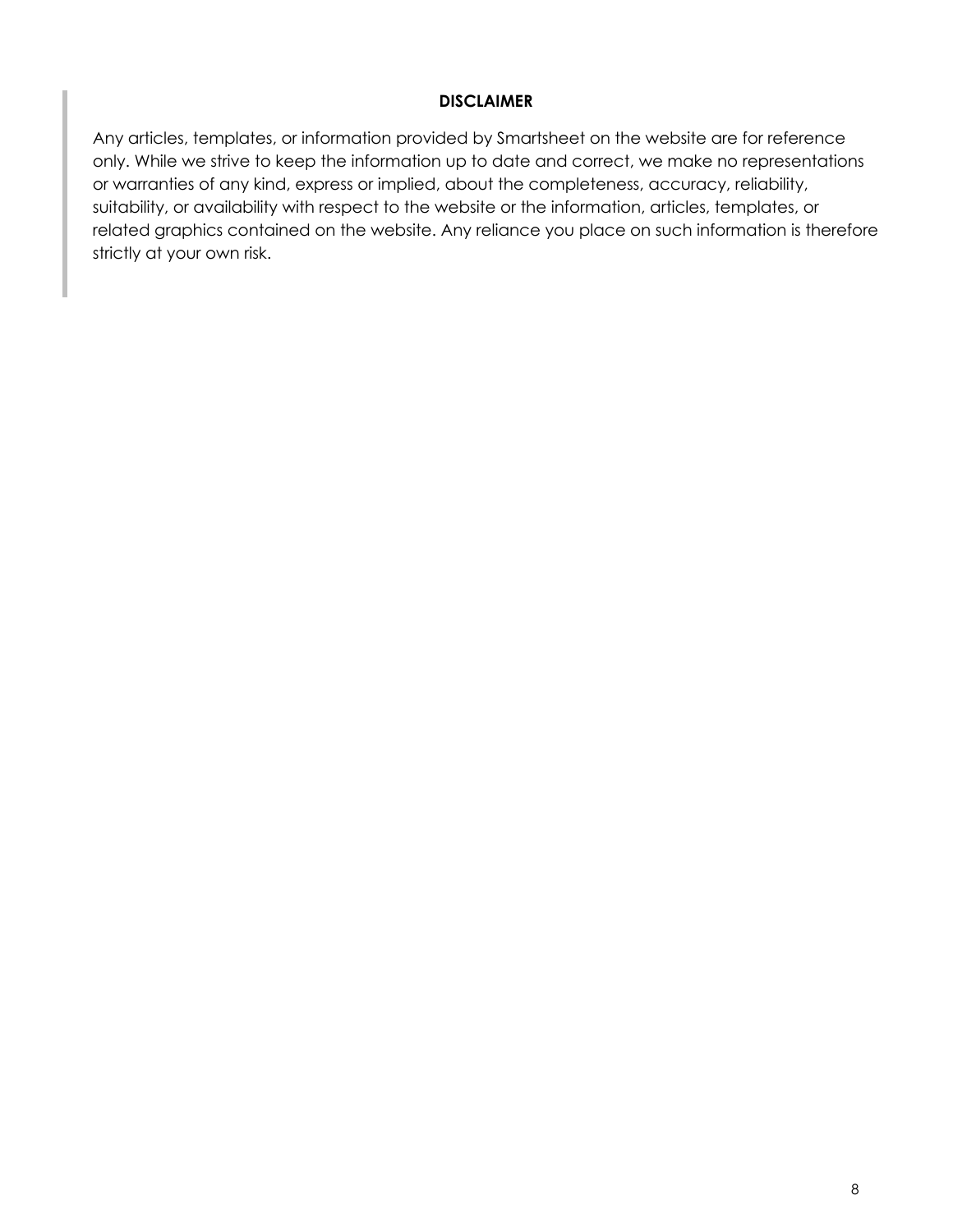**DISCLAIMER**

Any articles, templates, or information provided by Smartsheet on the website are for reference only. While we strive to keep the information up to date and correct, we make no representations or warranties of any kind, express or implied, about the completeness, accuracy, reliability, suitability, or availability with respect to the website or the information, articles, templates, or related graphics contained on the website. Any reliance you place on such information is therefore strictly at your own risk.